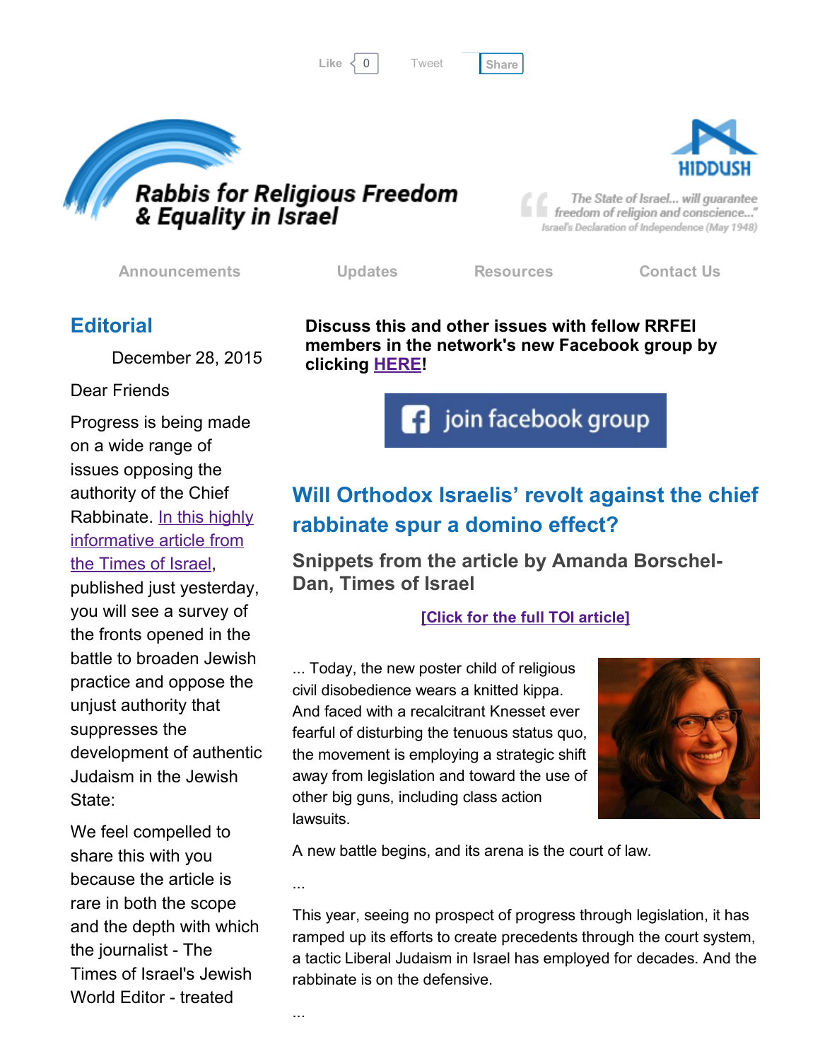Like 0 Tweet Share

Rabbis for Religious Freedom & Equality in Israel

HIDDUSH

"The State of Israel... will guarantee freedom of religion and conscience..."
Israel's Declaration of Independence (May 1948)

Announcements Updates Resources Contact Us

## Editorial

December 28, 2015

Dear Friends

Progress is being made on a wide range of issues opposing the authority of the Chief Rabbinate. In this highly informative article from the Times of Israel, published just yesterday, you will see a survey of the fronts opened in the battle to broaden Jewish practice and oppose the unjust authority that suppresses the development of authentic Judaism in the Jewish State:

We feel compelled to share this with you because the article is rare in both the scope and the depth with which the journalist - The Times of Israel's Jewish World Editor - treated

**Discuss this and other issues with fellow RRFEI members in the network's new Facebook group by clicking HERE!**

join facebook group

## Will Orthodox Israelis' revolt against the chief rabbinate spur a domino effect?

### Snippets from the article by Amanda Borschel-Dan, Times of Israel

**[Click for the full TOI article]**

... Today, the new poster child of religious civil disobedience wears a knitted kippa. And faced with a recalcitrant Knesset ever fearful of disturbing the tenuous status quo, the movement is employing a strategic shift away from legislation and toward the use of other big guns, including class action lawsuits.

A new battle begins, and its arena is the court of law.

...

This year, seeing no prospect of progress through legislation, it has ramped up its efforts to create precedents through the court system, a tactic Liberal Judaism in Israel has employed for decades. And the rabbinate is on the defensive.

...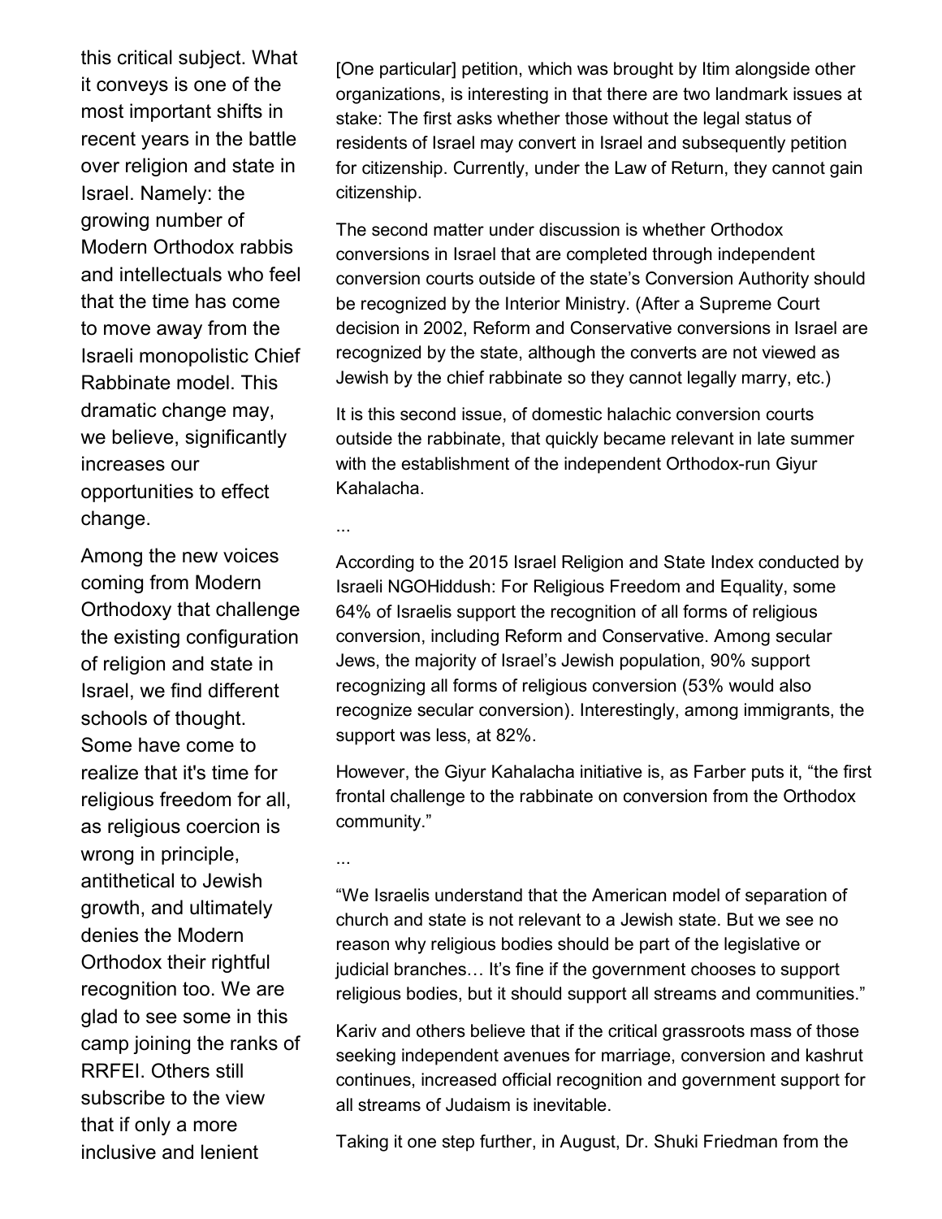this critical subject. What it conveys is one of the most important shifts in recent years in the battle over religion and state in Israel. Namely: the growing number of Modern Orthodox rabbis and intellectuals who feel that the time has come to move away from the Israeli monopolistic Chief Rabbinate model. This dramatic change may, we believe, significantly increases our opportunities to effect change.

Among the new voices coming from Modern Orthodoxy that challenge the existing configuration of religion and state in Israel, we find different schools of thought. Some have come to realize that it's time for religious freedom for all, as religious coercion is wrong in principle, antithetical to Jewish growth, and ultimately denies the Modern Orthodox their rightful recognition too. We are glad to see some in this camp joining the ranks of RRFEI. Others still subscribe to the view that if only a more inclusive and lenient

[One particular] petition, which was brought by Itim alongside other organizations, is interesting in that there are two landmark issues at stake: The first asks whether those without the legal status of residents of Israel may convert in Israel and subsequently petition for citizenship. Currently, under the Law of Return, they cannot gain citizenship.

The second matter under discussion is whether Orthodox conversions in Israel that are completed through independent conversion courts outside of the state's Conversion Authority should be recognized by the Interior Ministry. (After a Supreme Court decision in 2002, Reform and Conservative conversions in Israel are recognized by the state, although the converts are not viewed as Jewish by the chief rabbinate so they cannot legally marry, etc.)

It is this second issue, of domestic halachic conversion courts outside the rabbinate, that quickly became relevant in late summer with the establishment of the independent Orthodox-run Giyur Kahalacha.

...

According to the 2015 Israel Religion and State Index conducted by Israeli NGOHiddush: For Religious Freedom and Equality, some 64% of Israelis support the recognition of all forms of religious conversion, including Reform and Conservative. Among secular Jews, the majority of Israel's Jewish population, 90% support recognizing all forms of religious conversion (53% would also recognize secular conversion). Interestingly, among immigrants, the support was less, at 82%.

However, the Giyur Kahalacha initiative is, as Farber puts it, "the first frontal challenge to the rabbinate on conversion from the Orthodox community."

...

"We Israelis understand that the American model of separation of church and state is not relevant to a Jewish state. But we see no reason why religious bodies should be part of the legislative or judicial branches… It's fine if the government chooses to support religious bodies, but it should support all streams and communities."

Kariv and others believe that if the critical grassroots mass of those seeking independent avenues for marriage, conversion and kashrut continues, increased official recognition and government support for all streams of Judaism is inevitable.

Taking it one step further, in August, Dr. Shuki Friedman from the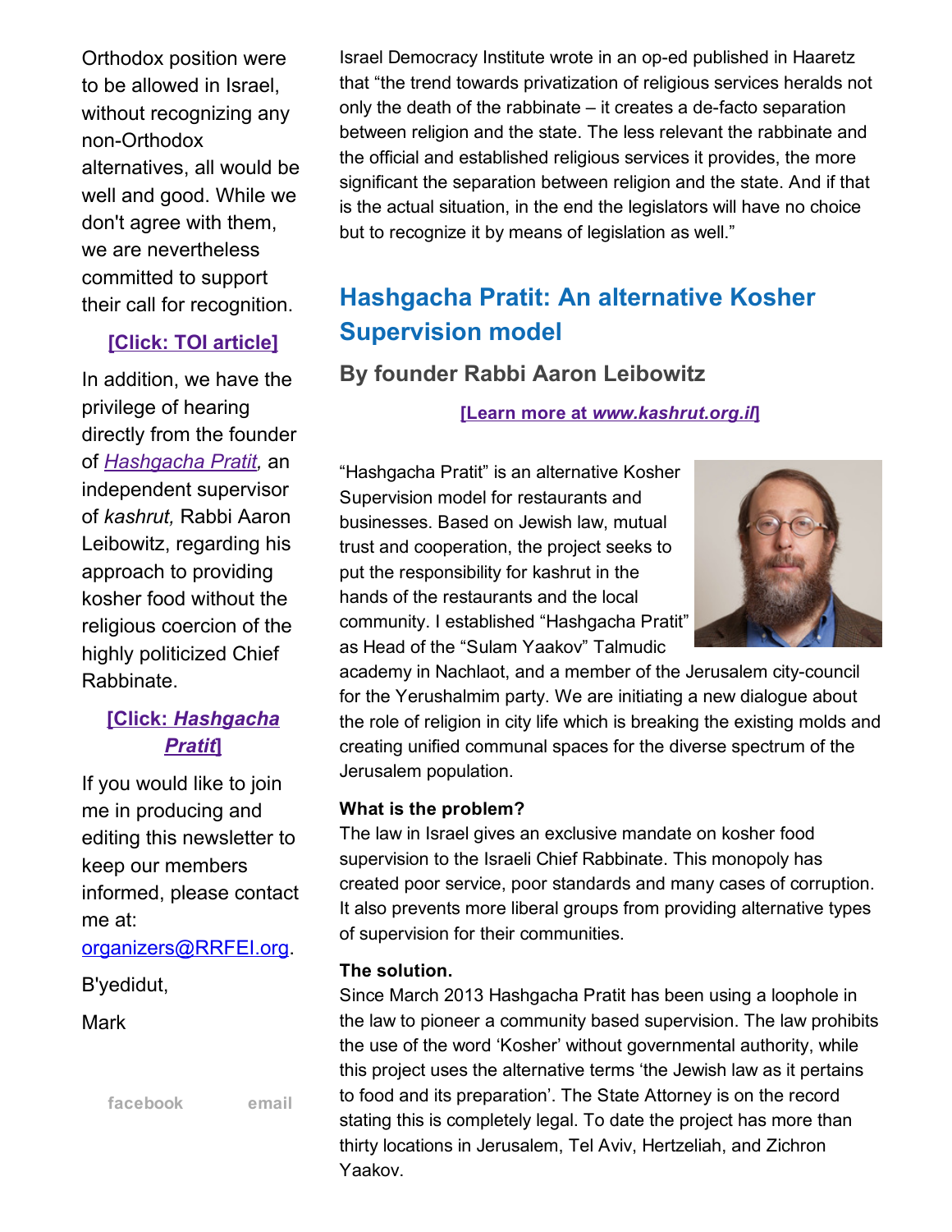Orthodox position were to be allowed in Israel, without recognizing any non-Orthodox alternatives, all would be well and good. While we don't agree with them, we are nevertheless committed to support their call for recognition.

[Click: TOI article]

In addition, we have the privilege of hearing directly from the founder of *Hashgacha Pratit*, an independent supervisor of *kashrut,* Rabbi Aaron Leibowitz, regarding his approach to providing kosher food without the religious coercion of the highly politicized Chief Rabbinate.

[Click: *Hashgacha Pratit*]

If you would like to join me in producing and editing this newsletter to keep our members informed, please contact me at: organizers@RRFEI.org.

B'yedidut,

Mark

facebook email

Israel Democracy Institute wrote in an op-ed published in Haaretz that "the trend towards privatization of religious services heralds not only the death of the rabbinate – it creates a de-facto separation between religion and the state. The less relevant the rabbinate and the official and established religious services it provides, the more significant the separation between religion and the state. And if that is the actual situation, in the end the legislators will have no choice but to recognize it by means of legislation as well."

## Hashgacha Pratit: An alternative Kosher Supervision model

### By founder Rabbi Aaron Leibowitz

[Learn more at *www.kashrut.org.il*]

"Hashgacha Pratit" is an alternative Kosher Supervision model for restaurants and businesses. Based on Jewish law, mutual trust and cooperation, the project seeks to put the responsibility for kashrut in the hands of the restaurants and the local community. I established "Hashgacha Pratit" as Head of the "Sulam Yaakov" Talmudic academy in Nachlaot, and a member of the Jerusalem city-council for the Yerushalmim party. We are initiating a new dialogue about the role of religion in city life which is breaking the existing molds and creating unified communal spaces for the diverse spectrum of the Jerusalem population.

**What is the problem?**
The law in Israel gives an exclusive mandate on kosher food supervision to the Israeli Chief Rabbinate. This monopoly has created poor service, poor standards and many cases of corruption. It also prevents more liberal groups from providing alternative types of supervision for their communities.

**The solution.**
Since March 2013 Hashgacha Pratit has been using a loophole in the law to pioneer a community based supervision. The law prohibits the use of the word 'Kosher' without governmental authority, while this project uses the alternative terms 'the Jewish law as it pertains to food and its preparation'. The State Attorney is on the record stating this is completely legal. To date the project has more than thirty locations in Jerusalem, Tel Aviv, Hertzeliah, and Zichron Yaakov.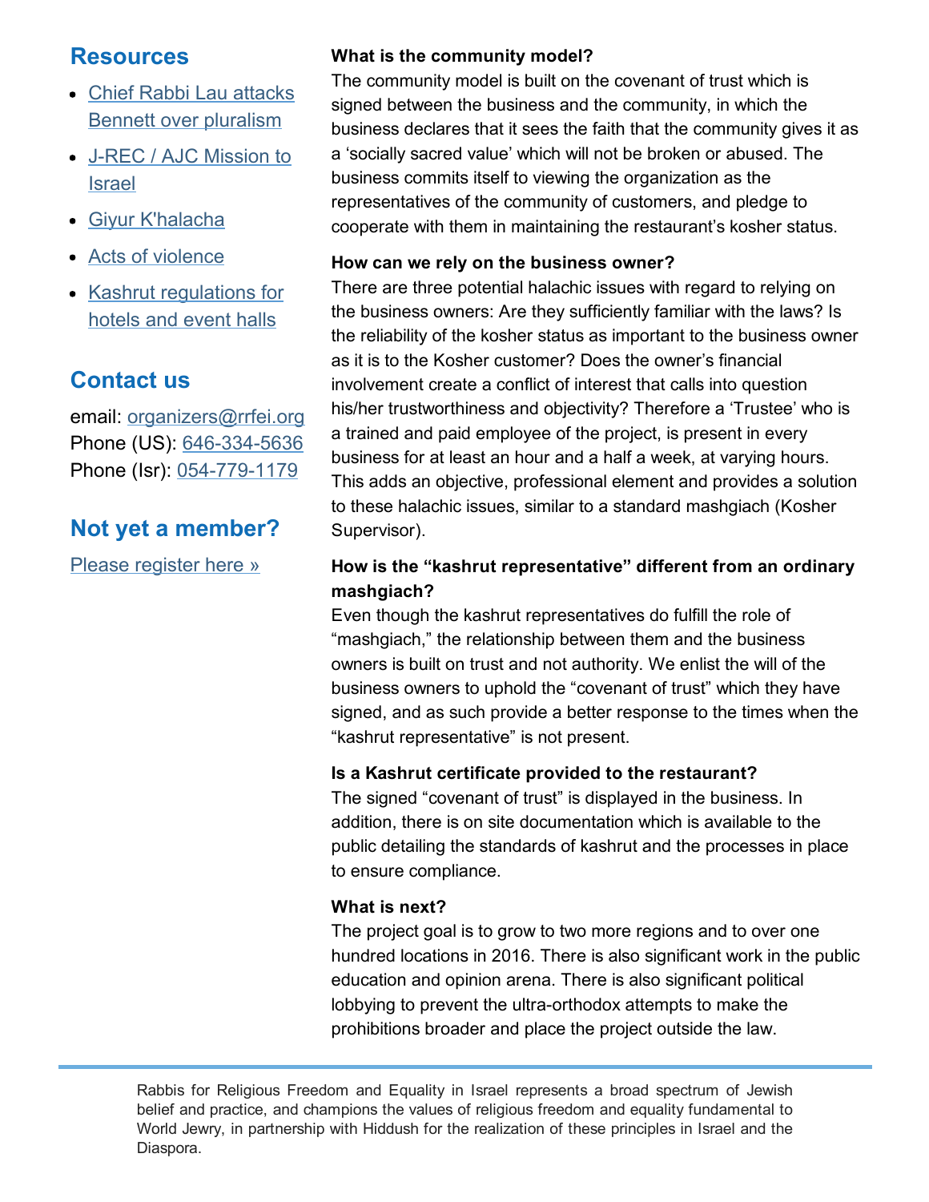## Resources

- [Chief Rabbi Lau attacks Bennett over pluralism]
- [J-REC / AJC Mission to Israel]
- [Giyur K'halacha]
- [Acts of violence]
- [Kashrut regulations for hotels and event halls]

## Contact us

email: organizers@rrfei.org
Phone (US): 646-334-5636
Phone (Isr): 054-779-1179

## Not yet a member?

Please register here »

**What is the community model?**

The community model is built on the covenant of trust which is signed between the business and the community, in which the business declares that it sees the faith that the community gives it as a 'socially sacred value' which will not be broken or abused. The business commits itself to viewing the organization as the representatives of the community of customers, and pledge to cooperate with them in maintaining the restaurant's kosher status.

**How can we rely on the business owner?**

There are three potential halachic issues with regard to relying on the business owners: Are they sufficiently familiar with the laws? Is the reliability of the kosher status as important to the business owner as it is to the Kosher customer? Does the owner's financial involvement create a conflict of interest that calls into question his/her trustworthiness and objectivity? Therefore a 'Trustee' who is a trained and paid employee of the project, is present in every business for at least an hour and a half a week, at varying hours. This adds an objective, professional element and provides a solution to these halachic issues, similar to a standard mashgiach (Kosher Supervisor).

**How is the "kashrut representative" different from an ordinary mashgiach?**

Even though the kashrut representatives do fulfill the role of "mashgiach," the relationship between them and the business owners is built on trust and not authority. We enlist the will of the business owners to uphold the "covenant of trust" which they have signed, and as such provide a better response to the times when the "kashrut representative" is not present.

**Is a Kashrut certificate provided to the restaurant?**

The signed "covenant of trust" is displayed in the business. In addition, there is on site documentation which is available to the public detailing the standards of kashrut and the processes in place to ensure compliance.

**What is next?**

The project goal is to grow to two more regions and to over one hundred locations in 2016. There is also significant work in the public education and opinion arena. There is also significant political lobbying to prevent the ultra-orthodox attempts to make the prohibitions broader and place the project outside the law.

---

Rabbis for Religious Freedom and Equality in Israel represents a broad spectrum of Jewish belief and practice, and champions the values of religious freedom and equality fundamental to World Jewry, in partnership with Hiddush for the realization of these principles in Israel and the Diaspora.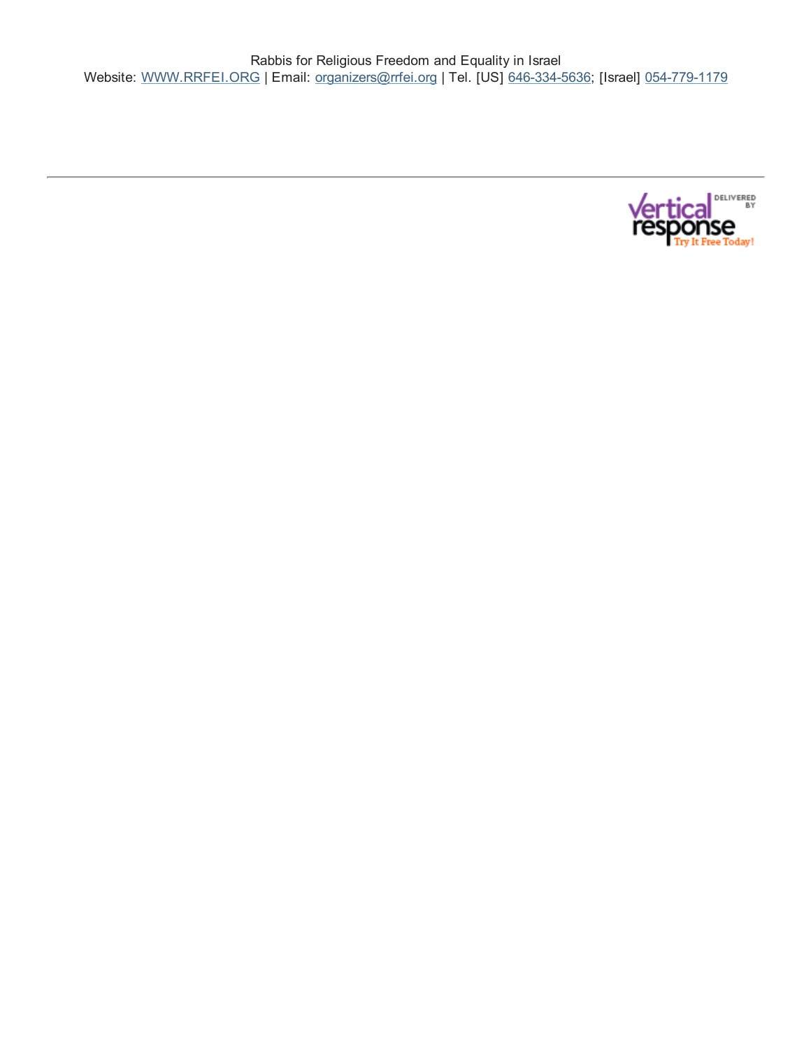Rabbis for Religious Freedom and Equality in Israel
Website: [WWW.RRFEI.ORG](http://WWW.RRFEI.ORG) | Email: [organizers@rrfei.org](mailto:organizers@rrfei.org) | Tel. [US] 646-334-5636; [Israel] 054-779-1179

---

Vertical response DELIVERED BY Try It Free Today!